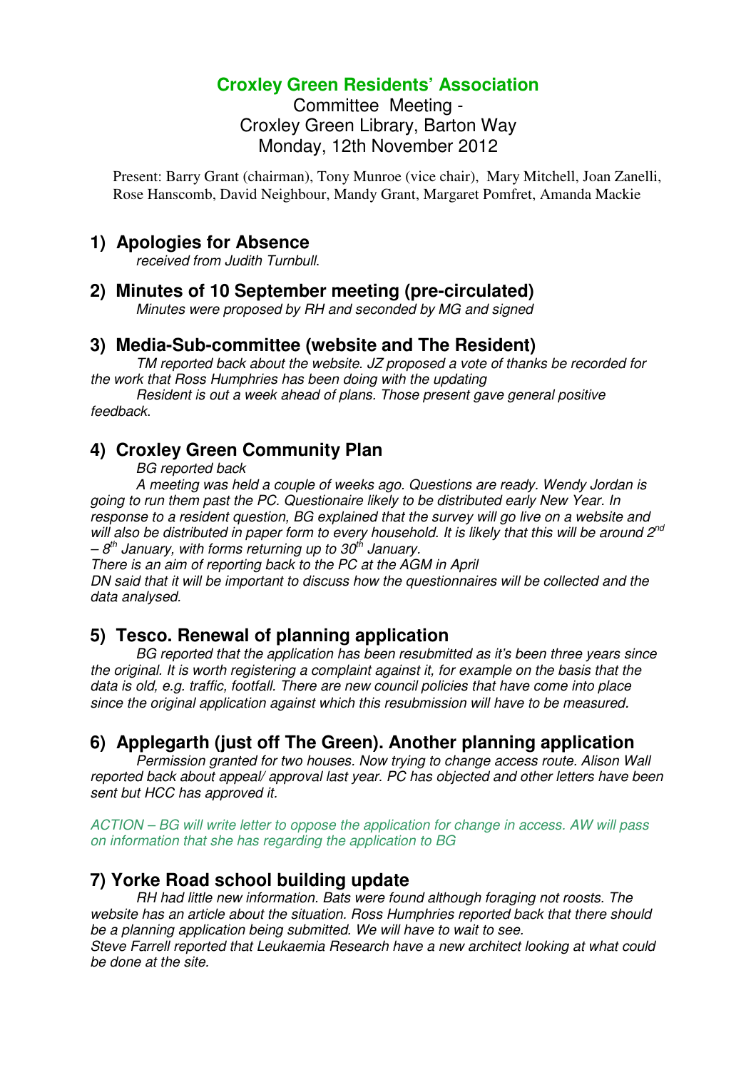# Croxley Green Residents' Association

Committee Meeting -
Croxley Green Library, Barton Way
Monday, 12th November 2012

Present: Barry Grant (chairman), Tony Munroe (vice chair), Mary Mitchell, Joan Zanelli, Rose Hanscomb, David Neighbour, Mandy Grant, Margaret Pomfret, Amanda Mackie

## 1) Apologies for Absence

*received from Judith Turnbull.*

## 2) Minutes of 10 September meeting (pre-circulated)

*Minutes were proposed by RH and seconded by MG and signed*

## 3) Media-Sub-committee (website and The Resident)

*TM reported back about the website. JZ proposed a vote of thanks be recorded for the work that Ross Humphries has been doing with the updating*

*Resident is out a week ahead of plans. Those present gave general positive feedback.*

## 4) Croxley Green Community Plan

*BG reported back*

*A meeting was held a couple of weeks ago. Questions are ready. Wendy Jordan is going to run them past the PC. Questionaire likely to be distributed early New Year. In response to a resident question, BG explained that the survey will go live on a website and will also be distributed in paper form to every household. It is likely that this will be around 2nd – 8th January, with forms returning up to 30th January.*

*There is an aim of reporting back to the PC at the AGM in April*

*DN said that it will be important to discuss how the questionnaires will be collected and the data analysed.*

## 5) Tesco. Renewal of planning application

*BG reported that the application has been resubmitted as it's been three years since the original. It is worth registering a complaint against it, for example on the basis that the data is old, e.g. traffic, footfall. There are new council policies that have come into place since the original application against which this resubmission will have to be measured.*

## 6) Applegarth (just off The Green). Another planning application

*Permission granted for two houses. Now trying to change access route. Alison Wall reported back about appeal/ approval last year. PC has objected and other letters have been sent but HCC has approved it.*

*ACTION – BG will write letter to oppose the application for change in access. AW will pass on information that she has regarding the application to BG*

## 7) Yorke Road school building update

*RH had little new information. Bats were found although foraging not roosts. The website has an article about the situation. Ross Humphries reported back that there should be a planning application being submitted. We will have to wait to see.*

*Steve Farrell reported that Leukaemia Research have a new architect looking at what could be done at the site.*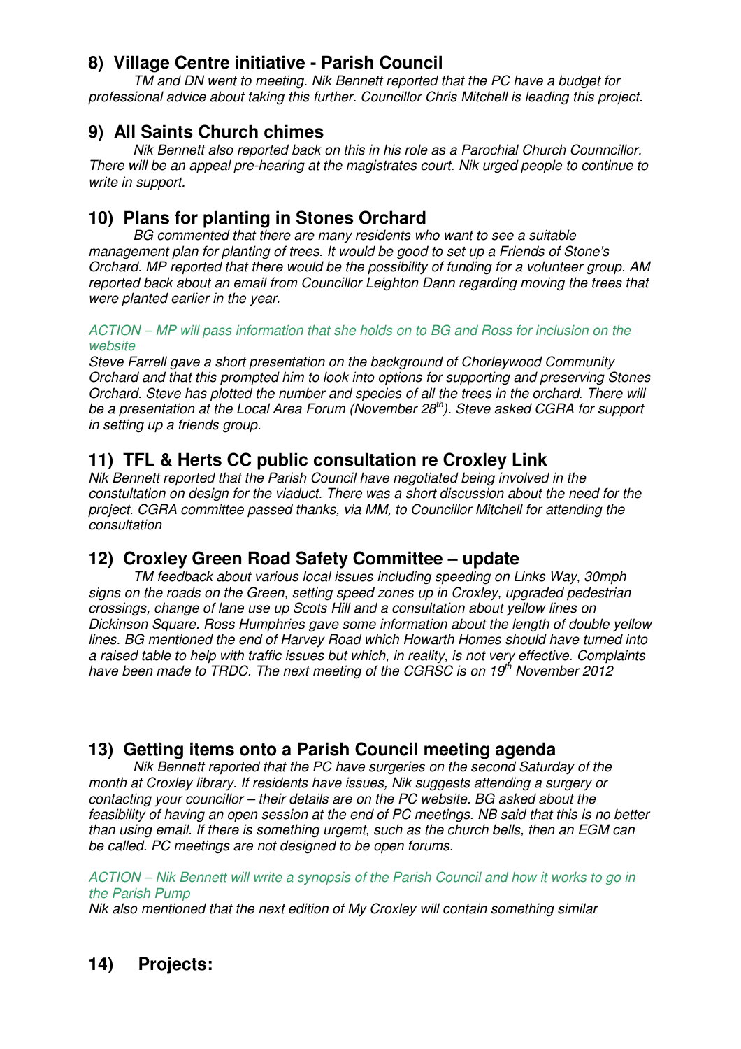## 8) Village Centre initiative - Parish Council

*TM and DN went to meeting. Nik Bennett reported that the PC have a budget for professional advice about taking this further. Councillor Chris Mitchell is leading this project.*

## 9) All Saints Church chimes

*Nik Bennett also reported back on this in his role as a Parochial Church Counncillor. There will be an appeal pre-hearing at the magistrates court. Nik urged people to continue to write in support.*

## 10) Plans for planting in Stones Orchard

*BG commented that there are many residents who want to see a suitable management plan for planting of trees. It would be good to set up a Friends of Stone's Orchard. MP reported that there would be the possibility of funding for a volunteer group. AM reported back about an email from Councillor Leighton Dann regarding moving the trees that were planted earlier in the year.*

*ACTION – MP will pass information that she holds on to BG and Ross for inclusion on the website*

*Steve Farrell gave a short presentation on the background of Chorleywood Community Orchard and that this prompted him to look into options for supporting and preserving Stones Orchard. Steve has plotted the number and species of all the trees in the orchard. There will be a presentation at the Local Area Forum (November 28th). Steve asked CGRA for support in setting up a friends group.*

## 11) TFL & Herts CC public consultation re Croxley Link

*Nik Bennett reported that the Parish Council have negotiated being involved in the constultation on design for the viaduct. There was a short discussion about the need for the project. CGRA committee passed thanks, via MM, to Councillor Mitchell for attending the consultation*

## 12) Croxley Green Road Safety Committee – update

*TM feedback about various local issues including speeding on Links Way, 30mph signs on the roads on the Green, setting speed zones up in Croxley, upgraded pedestrian crossings, change of lane use up Scots Hill and a consultation about yellow lines on Dickinson Square. Ross Humphries gave some information about the length of double yellow lines. BG mentioned the end of Harvey Road which Howarth Homes should have turned into a raised table to help with traffic issues but which, in reality, is not very effective. Complaints have been made to TRDC. The next meeting of the CGRSC is on 19th November 2012*

## 13) Getting items onto a Parish Council meeting agenda

*Nik Bennett reported that the PC have surgeries on the second Saturday of the month at Croxley library. If residents have issues, Nik suggests attending a surgery or contacting your councillor – their details are on the PC website. BG asked about the feasibility of having an open session at the end of PC meetings. NB said that this is no better than using email. If there is something urgemt, such as the church bells, then an EGM can be called. PC meetings are not designed to be open forums.*

*ACTION – Nik Bennett will write a synopsis of the Parish Council and how it works to go in the Parish Pump*

*Nik also mentioned that the next edition of My Croxley will contain something similar*

## 14) Projects: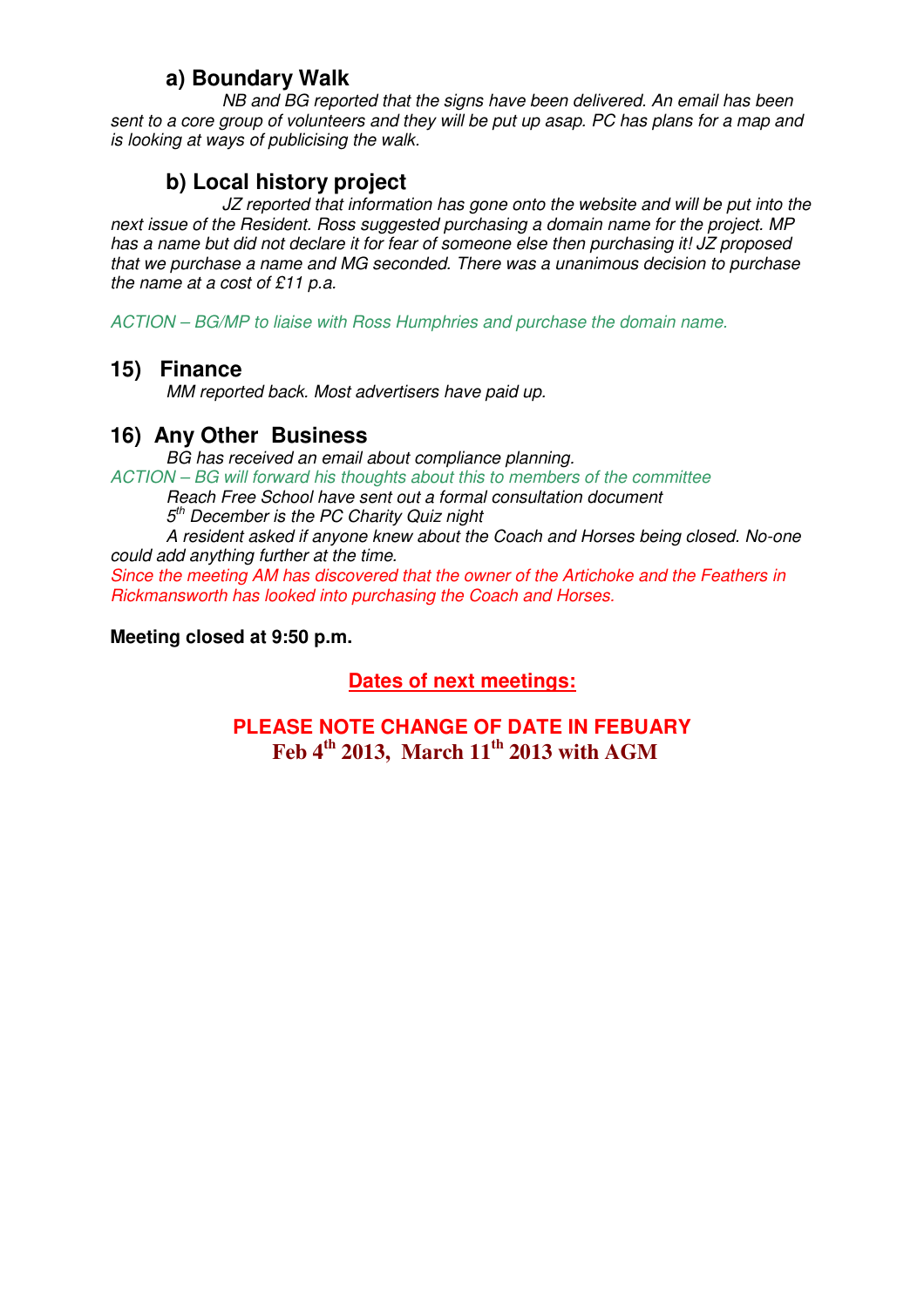### a) Boundary Walk

*NB and BG reported that the signs have been delivered. An email has been sent to a core group of volunteers and they will be put up asap. PC has plans for a map and is looking at ways of publicising the walk.*

### b) Local history project

*JZ reported that information has gone onto the website and will be put into the next issue of the Resident. Ross suggested purchasing a domain name for the project. MP has a name but did not declare it for fear of someone else then purchasing it! JZ proposed that we purchase a name and MG seconded. There was a unanimous decision to purchase the name at a cost of £11 p.a.*

*ACTION – BG/MP to liaise with Ross Humphries and purchase the domain name.*

## 15) Finance

*MM reported back. Most advertisers have paid up.*

## 16) Any Other Business

*BG has received an email about compliance planning.*

*ACTION – BG will forward his thoughts about this to members of the committee*

*Reach Free School have sent out a formal consultation document*

*5th December is the PC Charity Quiz night*

*A resident asked if anyone knew about the Coach and Horses being closed. No-one could add anything further at the time.*

*Since the meeting AM has discovered that the owner of the Artichoke and the Feathers in Rickmansworth has looked into purchasing the Coach and Horses.*

**Meeting closed at 9:50 p.m.**

**Dates of next meetings:**

**PLEASE NOTE CHANGE OF DATE IN FEBUARY**

**Feb 4th 2013, March 11th 2013 with AGM**